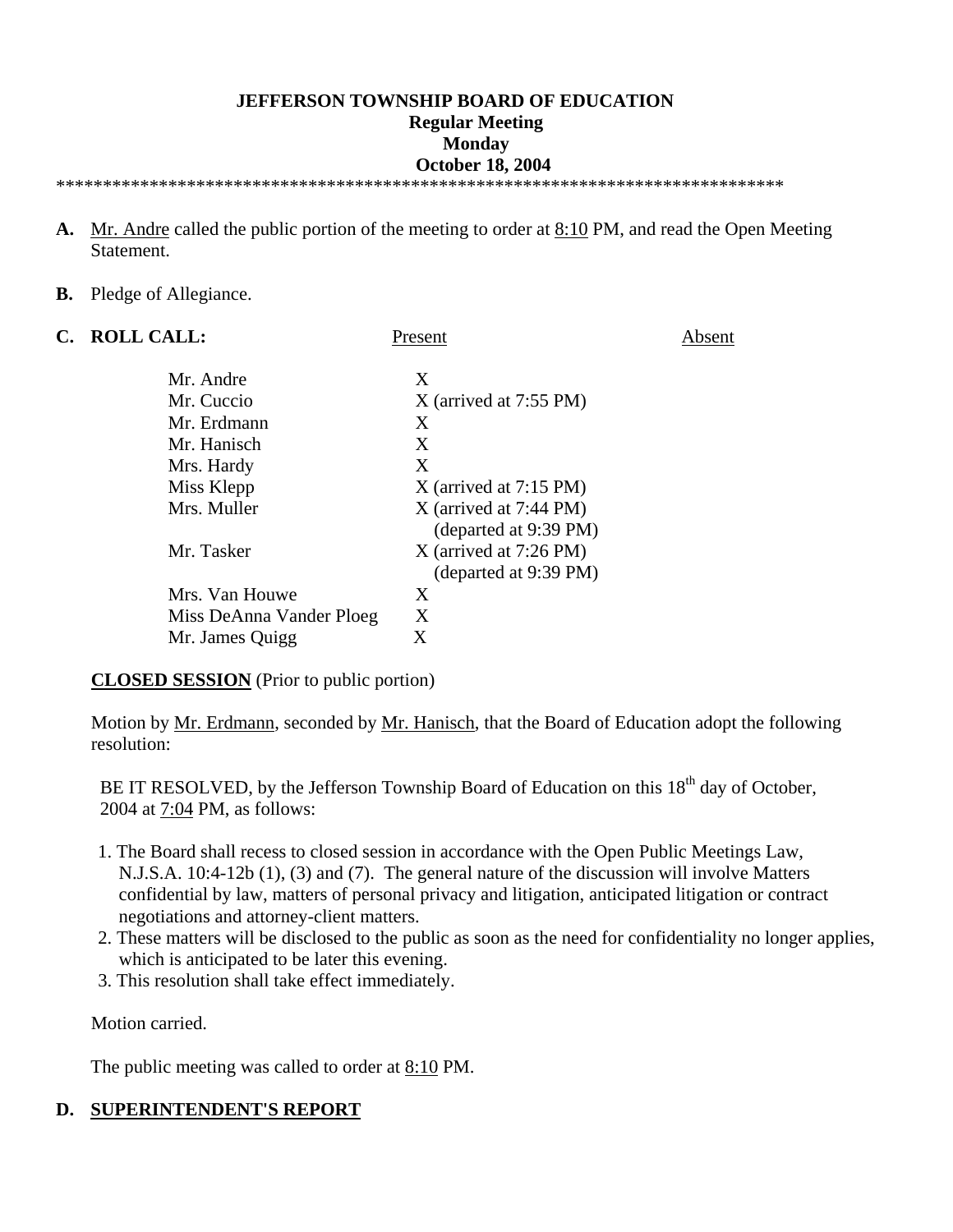**JEFFERSON TOWNSHIP BOARD OF EDUCATION**
**Regular Meeting**
**Monday**
**October 18, 2004**

*******************************************************************************

**A.** Mr. Andre called the public portion of the meeting to order at 8:10 PM, and read the Open Meeting Statement.

**B.** Pledge of Allegiance.

**C. ROLL CALL:**

| | Present | Absent |
|---|---|---|
| Mr. Andre | X | |
| Mr. Cuccio | X (arrived at 7:55 PM) | |
| Mr. Erdmann | X | |
| Mr. Hanisch | X | |
| Mrs. Hardy | X | |
| Miss Klepp | X (arrived at 7:15 PM) | |
| Mrs. Muller | X (arrived at 7:44 PM) (departed at 9:39 PM) | |
| Mr. Tasker | X (arrived at 7:26 PM) (departed at 9:39 PM) | |
| Mrs. Van Houwe | X | |
| Miss DeAnna Vander Ploeg | X | |
| Mr. James Quigg | X | |

**CLOSED SESSION** (Prior to public portion)

Motion by Mr. Erdmann, seconded by Mr. Hanisch, that the Board of Education adopt the following resolution:

BE IT RESOLVED, by the Jefferson Township Board of Education on this 18th day of October, 2004 at 7:04 PM, as follows:

1. The Board shall recess to closed session in accordance with the Open Public Meetings Law, N.J.S.A. 10:4-12b (1), (3) and (7). The general nature of the discussion will involve Matters confidential by law, matters of personal privacy and litigation, anticipated litigation or contract negotiations and attorney-client matters.
2. These matters will be disclosed to the public as soon as the need for confidentiality no longer applies, which is anticipated to be later this evening.
3. This resolution shall take effect immediately.

Motion carried.

The public meeting was called to order at 8:10 PM.

**D. SUPERINTENDENT'S REPORT**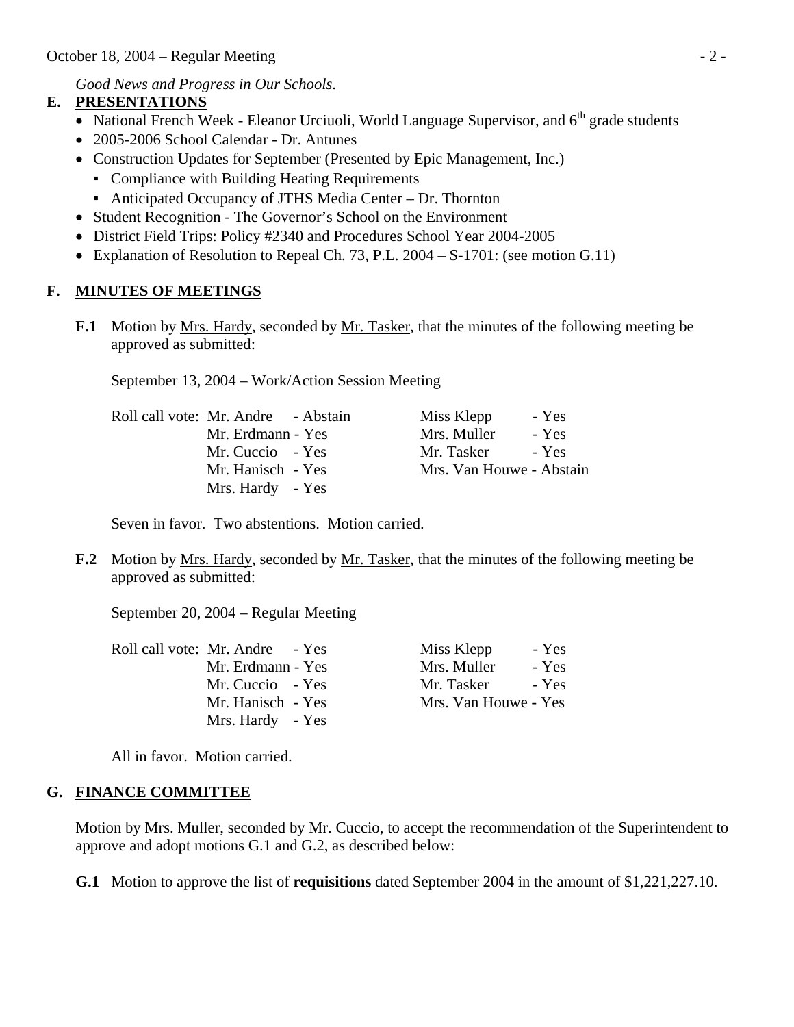*Good News and Progress in Our Schools*.

## E. PRESENTATIONS

- National French Week - Eleanor Urciuoli, World Language Supervisor, and 6th grade students
- 2005-2006 School Calendar - Dr. Antunes
- Construction Updates for September (Presented by Epic Management, Inc.)
  - Compliance with Building Heating Requirements
  - Anticipated Occupancy of JTHS Media Center – Dr. Thornton
- Student Recognition - The Governor's School on the Environment
- District Field Trips: Policy #2340 and Procedures School Year 2004-2005
- Explanation of Resolution to Repeal Ch. 73, P.L. 2004 – S-1701: (see motion G.11)

## F. MINUTES OF MEETINGS

**F.1** Motion by Mrs. Hardy, seconded by Mr. Tasker, that the minutes of the following meeting be approved as submitted:

September 13, 2004 – Work/Action Session Meeting

Roll call vote:
- Mr. Andre - Abstain
- Mr. Erdmann - Yes
- Mr. Cuccio - Yes
- Mr. Hanisch - Yes
- Mrs. Hardy - Yes
- Miss Klepp - Yes
- Mrs. Muller - Yes
- Mr. Tasker - Yes
- Mrs. Van Houwe - Abstain

Seven in favor. Two abstentions. Motion carried.

**F.2** Motion by Mrs. Hardy, seconded by Mr. Tasker, that the minutes of the following meeting be approved as submitted:

September 20, 2004 – Regular Meeting

Roll call vote:
- Mr. Andre - Yes
- Mr. Erdmann - Yes
- Mr. Cuccio - Yes
- Mr. Hanisch - Yes
- Mrs. Hardy - Yes
- Miss Klepp - Yes
- Mrs. Muller - Yes
- Mr. Tasker - Yes
- Mrs. Van Houwe - Yes

All in favor. Motion carried.

## G. FINANCE COMMITTEE

Motion by Mrs. Muller, seconded by Mr. Cuccio, to accept the recommendation of the Superintendent to approve and adopt motions G.1 and G.2, as described below:

**G.1** Motion to approve the list of **requisitions** dated September 2004 in the amount of $1,221,227.10.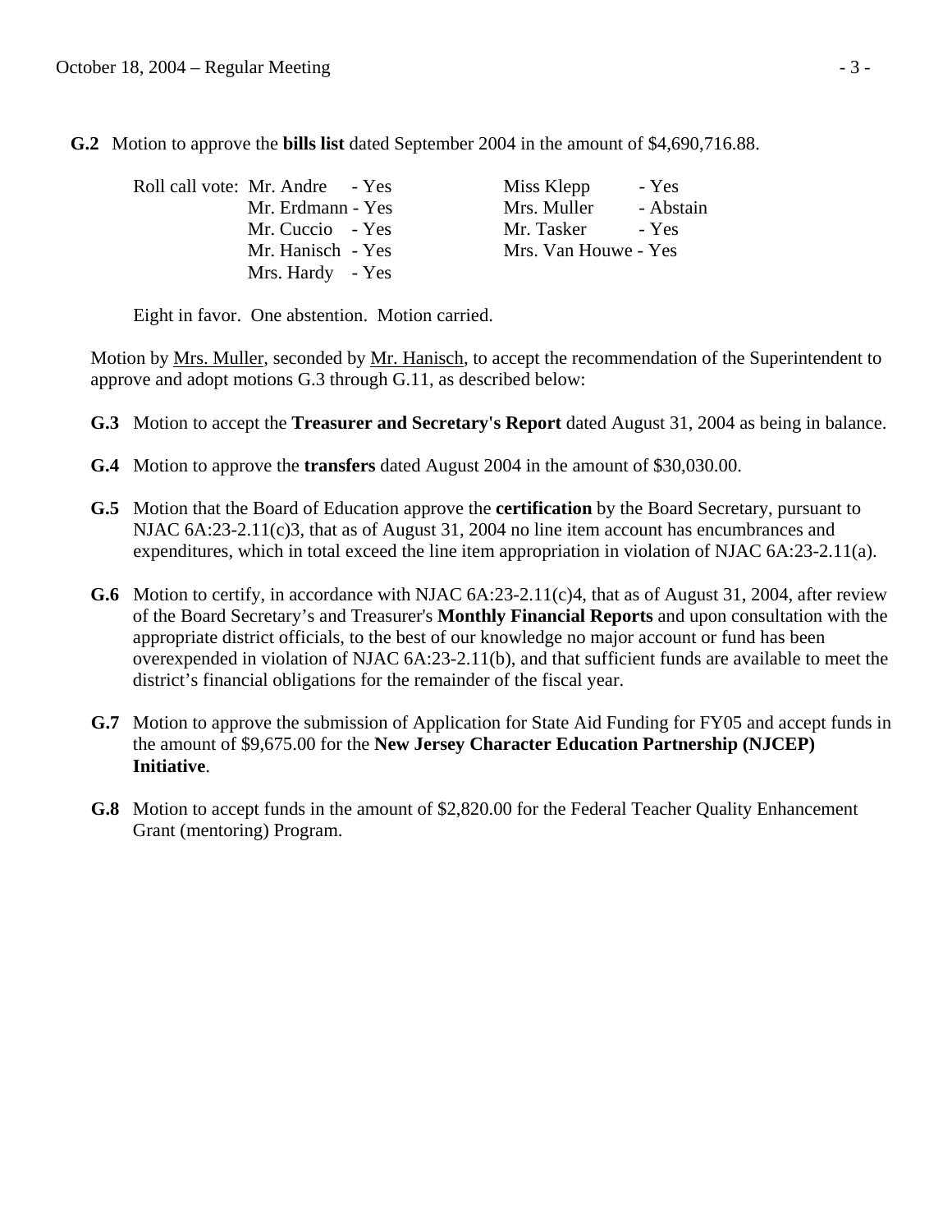**G.2** Motion to approve the **bills list** dated September 2004 in the amount of $4,690,716.88.

Roll call vote:

| | | |
|---|---|---|
| Mr. Andre - Yes | Miss Klepp - Yes |
| Mr. Erdmann - Yes | Mrs. Muller - Abstain |
| Mr. Cuccio - Yes | Mr. Tasker - Yes |
| Mr. Hanisch - Yes | Mrs. Van Houwe - Yes |
| Mrs. Hardy - Yes | |

Eight in favor. One abstention. Motion carried.

Motion by Mrs. Muller, seconded by Mr. Hanisch, to accept the recommendation of the Superintendent to approve and adopt motions G.3 through G.11, as described below:

**G.3** Motion to accept the **Treasurer and Secretary's Report** dated August 31, 2004 as being in balance.

**G.4** Motion to approve the **transfers** dated August 2004 in the amount of $30,030.00.

**G.5** Motion that the Board of Education approve the **certification** by the Board Secretary, pursuant to NJAC 6A:23-2.11(c)3, that as of August 31, 2004 no line item account has encumbrances and expenditures, which in total exceed the line item appropriation in violation of NJAC 6A:23-2.11(a).

**G.6** Motion to certify, in accordance with NJAC 6A:23-2.11(c)4, that as of August 31, 2004, after review of the Board Secretary's and Treasurer's **Monthly Financial Reports** and upon consultation with the appropriate district officials, to the best of our knowledge no major account or fund has been overexpended in violation of NJAC 6A:23-2.11(b), and that sufficient funds are available to meet the district's financial obligations for the remainder of the fiscal year.

**G.7** Motion to approve the submission of Application for State Aid Funding for FY05 and accept funds in the amount of $9,675.00 for the **New Jersey Character Education Partnership (NJCEP) Initiative**.

**G.8** Motion to accept funds in the amount of $2,820.00 for the Federal Teacher Quality Enhancement Grant (mentoring) Program.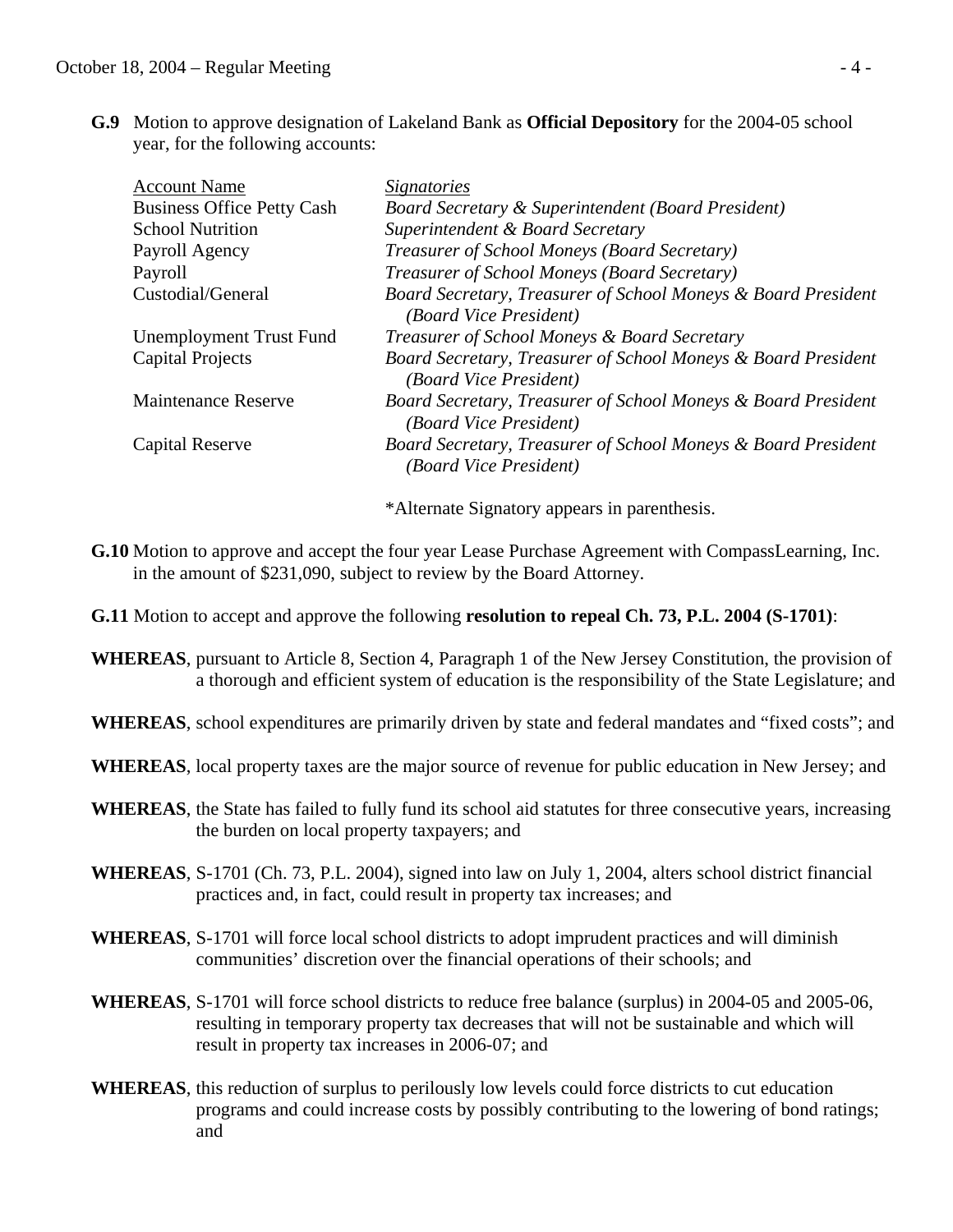**G.9** Motion to approve designation of Lakeland Bank as **Official Depository** for the 2004-05 school year, for the following accounts:

| Account Name | *Signatories* |
|---|---|
| Business Office Petty Cash | *Board Secretary & Superintendent (Board President)* |
| School Nutrition | *Superintendent & Board Secretary* |
| Payroll Agency | *Treasurer of School Moneys (Board Secretary)* |
| Payroll | *Treasurer of School Moneys (Board Secretary)* |
| Custodial/General | *Board Secretary, Treasurer of School Moneys & Board President (Board Vice President)* |
| Unemployment Trust Fund | *Treasurer of School Moneys & Board Secretary* |
| Capital Projects | *Board Secretary, Treasurer of School Moneys & Board President (Board Vice President)* |
| Maintenance Reserve | *Board Secretary, Treasurer of School Moneys & Board President (Board Vice President)* |
| Capital Reserve | *Board Secretary, Treasurer of School Moneys & Board President (Board Vice President)* |

*Alternate Signatory appears in parenthesis.

**G.10** Motion to approve and accept the four year Lease Purchase Agreement with CompassLearning, Inc. in the amount of $231,090, subject to review by the Board Attorney.

**G.11** Motion to accept and approve the following **resolution to repeal Ch. 73, P.L. 2004 (S-1701)**:

**WHEREAS**, pursuant to Article 8, Section 4, Paragraph 1 of the New Jersey Constitution, the provision of a thorough and efficient system of education is the responsibility of the State Legislature; and

**WHEREAS**, school expenditures are primarily driven by state and federal mandates and "fixed costs"; and

**WHEREAS**, local property taxes are the major source of revenue for public education in New Jersey; and

**WHEREAS**, the State has failed to fully fund its school aid statutes for three consecutive years, increasing the burden on local property taxpayers; and

**WHEREAS**, S-1701 (Ch. 73, P.L. 2004), signed into law on July 1, 2004, alters school district financial practices and, in fact, could result in property tax increases; and

**WHEREAS**, S-1701 will force local school districts to adopt imprudent practices and will diminish communities' discretion over the financial operations of their schools; and

**WHEREAS**, S-1701 will force school districts to reduce free balance (surplus) in 2004-05 and 2005-06, resulting in temporary property tax decreases that will not be sustainable and which will result in property tax increases in 2006-07; and

**WHEREAS**, this reduction of surplus to perilously low levels could force districts to cut education programs and could increase costs by possibly contributing to the lowering of bond ratings; and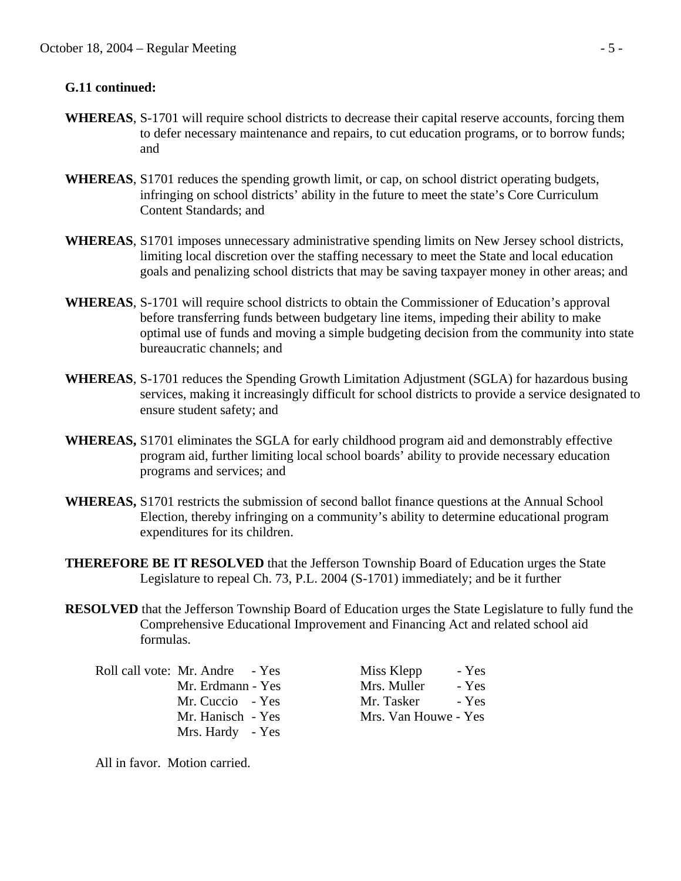**G.11 continued:**

**WHEREAS**, S-1701 will require school districts to decrease their capital reserve accounts, forcing them to defer necessary maintenance and repairs, to cut education programs, or to borrow funds; and

**WHEREAS**, S1701 reduces the spending growth limit, or cap, on school district operating budgets, infringing on school districts' ability in the future to meet the state's Core Curriculum Content Standards; and

**WHEREAS**, S1701 imposes unnecessary administrative spending limits on New Jersey school districts, limiting local discretion over the staffing necessary to meet the State and local education goals and penalizing school districts that may be saving taxpayer money in other areas; and

**WHEREAS**, S-1701 will require school districts to obtain the Commissioner of Education's approval before transferring funds between budgetary line items, impeding their ability to make optimal use of funds and moving a simple budgeting decision from the community into state bureaucratic channels; and

**WHEREAS**, S-1701 reduces the Spending Growth Limitation Adjustment (SGLA) for hazardous busing services, making it increasingly difficult for school districts to provide a service designated to ensure student safety; and

**WHEREAS,** S1701 eliminates the SGLA for early childhood program aid and demonstrably effective program aid, further limiting local school boards' ability to provide necessary education programs and services; and

**WHEREAS,** S1701 restricts the submission of second ballot finance questions at the Annual School Election, thereby infringing on a community's ability to determine educational program expenditures for its children.

**THEREFORE BE IT RESOLVED** that the Jefferson Township Board of Education urges the State Legislature to repeal Ch. 73, P.L. 2004 (S-1701) immediately; and be it further

**RESOLVED** that the Jefferson Township Board of Education urges the State Legislature to fully fund the Comprehensive Educational Improvement and Financing Act and related school aid formulas.

Roll call vote:

Mr. Andre - Yes
Mr. Erdmann - Yes
Mr. Cuccio - Yes
Mr. Hanisch - Yes
Mrs. Hardy - Yes
Miss Klepp - Yes
Mrs. Muller - Yes
Mr. Tasker - Yes
Mrs. Van Houwe - Yes

All in favor. Motion carried.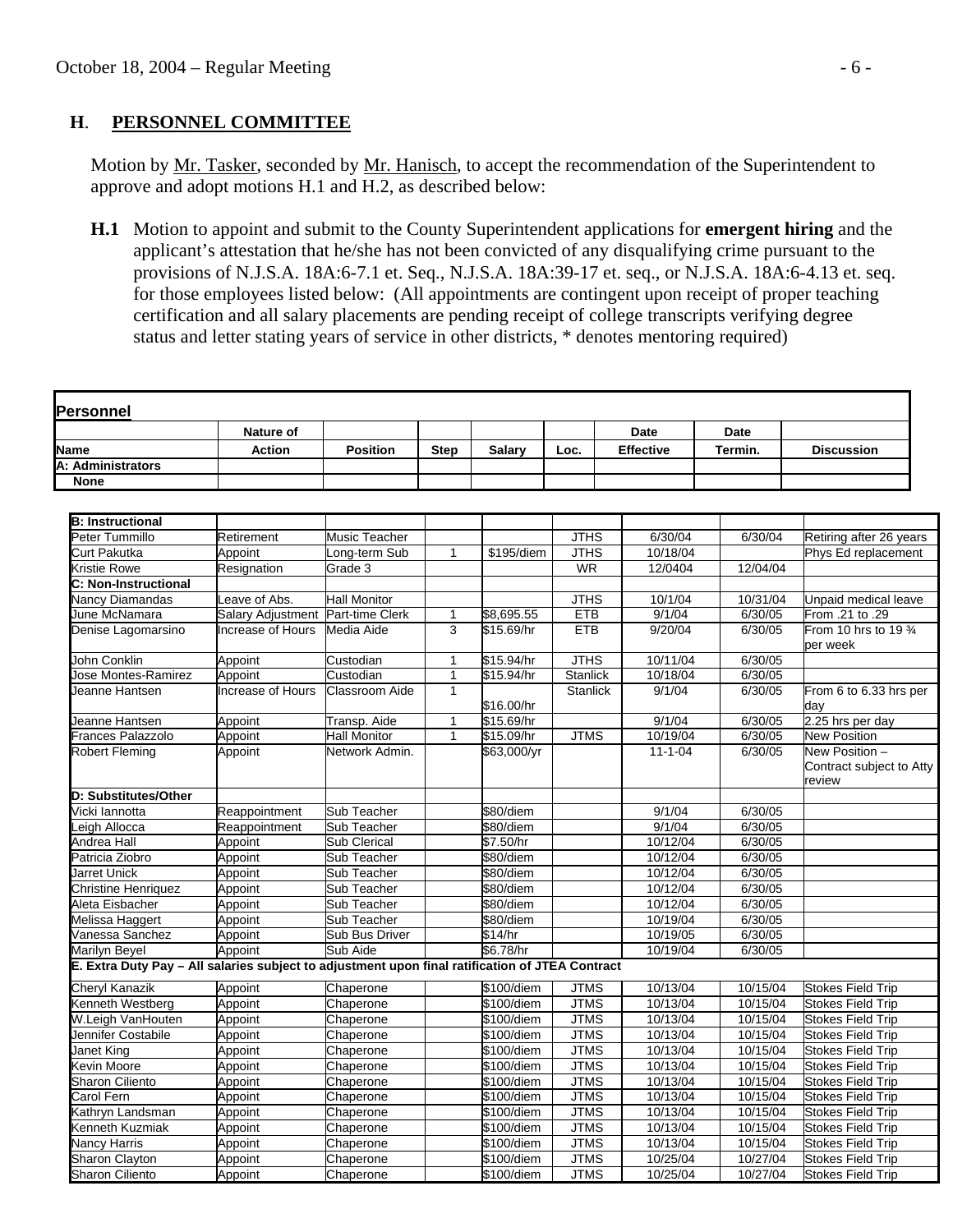## H. PERSONNEL COMMITTEE

Motion by Mr. Tasker, seconded by Mr. Hanisch, to accept the recommendation of the Superintendent to approve and adopt motions H.1 and H.2, as described below:

**H.1** Motion to appoint and submit to the County Superintendent applications for **emergent hiring** and the applicant's attestation that he/she has not been convicted of any disqualifying crime pursuant to the provisions of N.J.S.A. 18A:6-7.1 et. Seq., N.J.S.A. 18A:39-17 et. seq., or N.J.S.A. 18A:6-4.13 et. seq. for those employees listed below: (All appointments are contingent upon receipt of proper teaching certification and all salary placements are pending receipt of college transcripts verifying degree status and letter stating years of service in other districts, * denotes mentoring required)

**Personnel**

| Name | Nature of Action | Position | Step | Salary | Loc. | Date Effective | Date Termin. | Discussion |
|---|---|---|---|---|---|---|---|---|
| **A: Administrators** | | | | | | | | |
| **None** | | | | | | | | |
| **B: Instructional** | | | | | | | | |
| Peter Tummillo | Retirement | Music Teacher | | | JTHS | 6/30/04 | 6/30/04 | Retiring after 26 years |
| Curt Pakutka | Appoint | Long-term Sub | 1 | $195/diem | JTHS | 10/18/04 | | Phys Ed replacement |
| Kristie Rowe | Resignation | Grade 3 | | | WR | 12/0404 | 12/04/04 | |
| **C: Non-Instructional** | | | | | | | | |
| Nancy Diamandas | Leave of Abs. | Hall Monitor | | | JTHS | 10/1/04 | 10/31/04 | Unpaid medical leave |
| June McNamara | Salary Adjustment | Part-time Clerk | 1 | $8,695.55 | ETB | 9/1/04 | 6/30/05 | From .21 to .29 |
| Denise Lagomarsino | Increase of Hours | Media Aide | 3 | $15.69/hr | ETB | 9/20/04 | 6/30/05 | From 10 hrs to 19 ¾ per week |
| John Conklin | Appoint | Custodian | 1 | $15.94/hr | JTHS | 10/11/04 | 6/30/05 | |
| Jose Montes-Ramirez | Appoint | Custodian | 1 | $15.94/hr | Stanlick | 10/18/04 | 6/30/05 | |
| Jeanne Hantsen | Increase of Hours | Classroom Aide | 1 | $16.00/hr | Stanlick | 9/1/04 | 6/30/05 | From 6 to 6.33 hrs per day |
| Jeanne Hantsen | Appoint | Transp. Aide | 1 | $15.69/hr | | 9/1/04 | 6/30/05 | 2.25 hrs per day |
| Frances Palazzolo | Appoint | Hall Monitor | 1 | $15.09/hr | JTMS | 10/19/04 | 6/30/05 | New Position |
| Robert Fleming | Appoint | Network Admin. | | $63,000/yr | | 11-1-04 | 6/30/05 | New Position – Contract subject to Atty review |
| **D: Substitutes/Other** | | | | | | | | |
| Vicki Iannotta | Reappointment | Sub Teacher | | $80/diem | | 9/1/04 | 6/30/05 | |
| Leigh Allocca | Reappointment | Sub Teacher | | $80/diem | | 9/1/04 | 6/30/05 | |
| Andrea Hall | Appoint | Sub Clerical | | $7.50/hr | | 10/12/04 | 6/30/05 | |
| Patricia Ziobro | Appoint | Sub Teacher | | $80/diem | | 10/12/04 | 6/30/05 | |
| Jarret Unick | Appoint | Sub Teacher | | $80/diem | | 10/12/04 | 6/30/05 | |
| Christine Henriquez | Appoint | Sub Teacher | | $80/diem | | 10/12/04 | 6/30/05 | |
| Aleta Eisbacher | Appoint | Sub Teacher | | $80/diem | | 10/12/04 | 6/30/05 | |
| Melissa Haggert | Appoint | Sub Teacher | | $80/diem | | 10/19/04 | 6/30/05 | |
| Vanessa Sanchez | Appoint | Sub Bus Driver | | $14/hr | | 10/19/05 | 6/30/05 | |
| Marilyn Beyel | Appoint | Sub Aide | | $6.78/hr | | 10/19/04 | 6/30/05 | |
| **E. Extra Duty Pay – All salaries subject to adjustment upon final ratification of JTEA Contract** | | | | | | | | |
| Cheryl Kanazik | Appoint | Chaperone | | $100/diem | JTMS | 10/13/04 | 10/15/04 | Stokes Field Trip |
| Kenneth Westberg | Appoint | Chaperone | | $100/diem | JTMS | 10/13/04 | 10/15/04 | Stokes Field Trip |
| W.Leigh VanHouten | Appoint | Chaperone | | $100/diem | JTMS | 10/13/04 | 10/15/04 | Stokes Field Trip |
| Jennifer Costabile | Appoint | Chaperone | | $100/diem | JTMS | 10/13/04 | 10/15/04 | Stokes Field Trip |
| Janet King | Appoint | Chaperone | | $100/diem | JTMS | 10/13/04 | 10/15/04 | Stokes Field Trip |
| Kevin Moore | Appoint | Chaperone | | $100/diem | JTMS | 10/13/04 | 10/15/04 | Stokes Field Trip |
| Sharon Ciliento | Appoint | Chaperone | | $100/diem | JTMS | 10/13/04 | 10/15/04 | Stokes Field Trip |
| Carol Fern | Appoint | Chaperone | | $100/diem | JTMS | 10/13/04 | 10/15/04 | Stokes Field Trip |
| Kathryn Landsman | Appoint | Chaperone | | $100/diem | JTMS | 10/13/04 | 10/15/04 | Stokes Field Trip |
| Kenneth Kuzmiak | Appoint | Chaperone | | $100/diem | JTMS | 10/13/04 | 10/15/04 | Stokes Field Trip |
| Nancy Harris | Appoint | Chaperone | | $100/diem | JTMS | 10/13/04 | 10/15/04 | Stokes Field Trip |
| Sharon Clayton | Appoint | Chaperone | | $100/diem | JTMS | 10/25/04 | 10/27/04 | Stokes Field Trip |
| Sharon Ciliento | Appoint | Chaperone | | $100/diem | JTMS | 10/25/04 | 10/27/04 | Stokes Field Trip |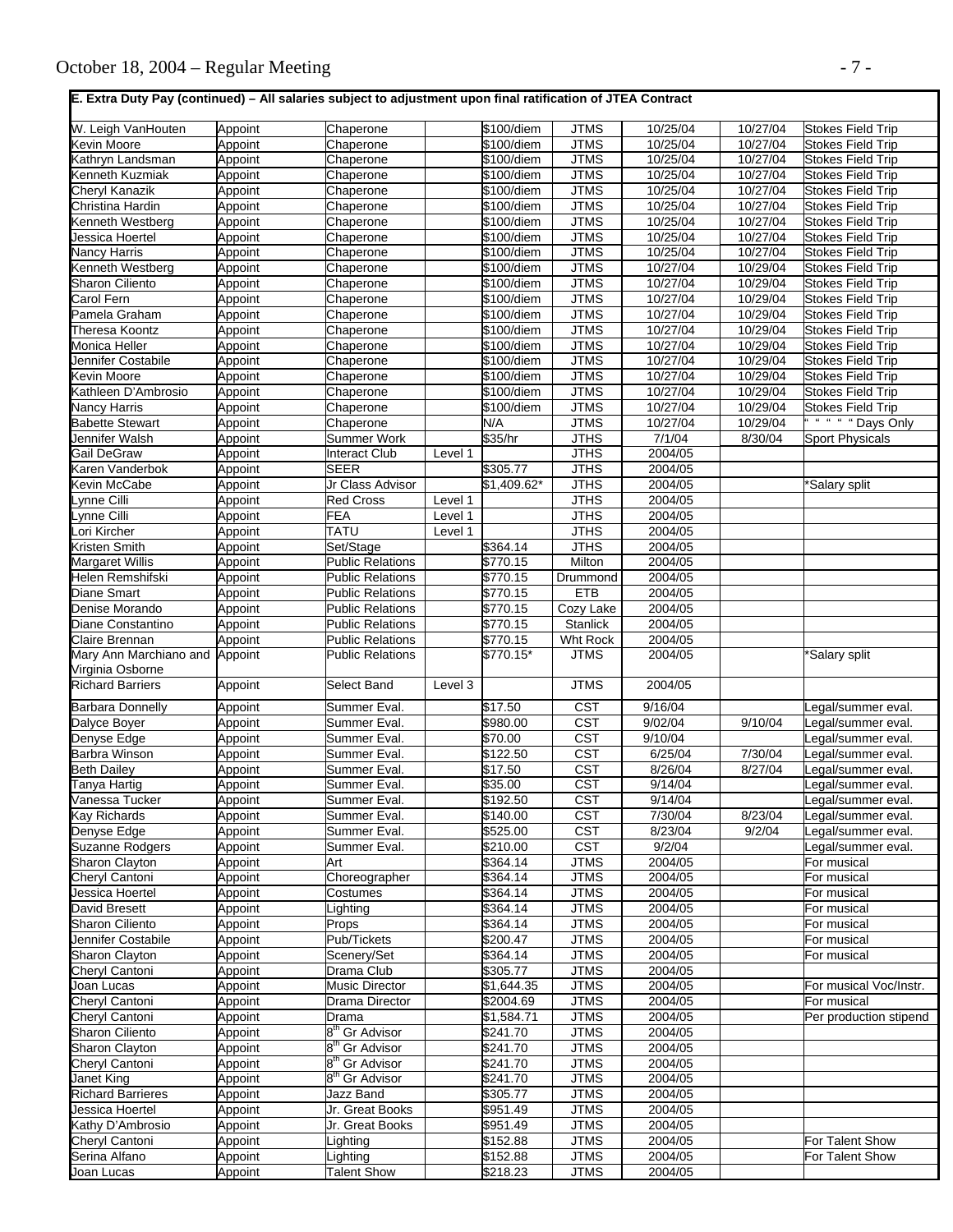**E. Extra Duty Pay (continued) – All salaries subject to adjustment upon final ratification of JTEA Contract**

| | | | | | | | | |
|---|---|---|---|---|---|---|---|---|
| W. Leigh VanHouten | Appoint | Chaperone | | $100/diem | JTMS | 10/25/04 | 10/27/04 | Stokes Field Trip |
| Kevin Moore | Appoint | Chaperone | | $100/diem | JTMS | 10/25/04 | 10/27/04 | Stokes Field Trip |
| Kathryn Landsman | Appoint | Chaperone | | $100/diem | JTMS | 10/25/04 | 10/27/04 | Stokes Field Trip |
| Kenneth Kuzmiak | Appoint | Chaperone | | $100/diem | JTMS | 10/25/04 | 10/27/04 | Stokes Field Trip |
| Cheryl Kanazik | Appoint | Chaperone | | $100/diem | JTMS | 10/25/04 | 10/27/04 | Stokes Field Trip |
| Christina Hardin | Appoint | Chaperone | | $100/diem | JTMS | 10/25/04 | 10/27/04 | Stokes Field Trip |
| Kenneth Westberg | Appoint | Chaperone | | $100/diem | JTMS | 10/25/04 | 10/27/04 | Stokes Field Trip |
| Jessica Hoertel | Appoint | Chaperone | | $100/diem | JTMS | 10/25/04 | 10/27/04 | Stokes Field Trip |
| Nancy Harris | Appoint | Chaperone | | $100/diem | JTMS | 10/25/04 | 10/27/04 | Stokes Field Trip |
| Kenneth Westberg | Appoint | Chaperone | | $100/diem | JTMS | 10/27/04 | 10/29/04 | Stokes Field Trip |
| Sharon Ciliento | Appoint | Chaperone | | $100/diem | JTMS | 10/27/04 | 10/29/04 | Stokes Field Trip |
| Carol Fern | Appoint | Chaperone | | $100/diem | JTMS | 10/27/04 | 10/29/04 | Stokes Field Trip |
| Pamela Graham | Appoint | Chaperone | | $100/diem | JTMS | 10/27/04 | 10/29/04 | Stokes Field Trip |
| Theresa Koontz | Appoint | Chaperone | | $100/diem | JTMS | 10/27/04 | 10/29/04 | Stokes Field Trip |
| Monica Heller | Appoint | Chaperone | | $100/diem | JTMS | 10/27/04 | 10/29/04 | Stokes Field Trip |
| Jennifer Costabile | Appoint | Chaperone | | $100/diem | JTMS | 10/27/04 | 10/29/04 | Stokes Field Trip |
| Kevin Moore | Appoint | Chaperone | | $100/diem | JTMS | 10/27/04 | 10/29/04 | Stokes Field Trip |
| Kathleen D'Ambrosio | Appoint | Chaperone | | $100/diem | JTMS | 10/27/04 | 10/29/04 | Stokes Field Trip |
| Nancy Harris | Appoint | Chaperone | | $100/diem | JTMS | 10/27/04 | 10/29/04 | Stokes Field Trip |
| Babette Stewart | Appoint | Chaperone | | N/A | JTMS | 10/27/04 | 10/29/04 | " " " " " Days Only |
| Jennifer Walsh | Appoint | Summer Work | | $35/hr | JTHS | 7/1/04 | 8/30/04 | Sport Physicals |
| Gail DeGraw | Appoint | Interact Club | Level 1 | | JTHS | 2004/05 | | |
| Karen Vanderbok | Appoint | SEER | | $305.77 | JTHS | 2004/05 | | |
| Kevin McCabe | Appoint | Jr Class Advisor | | $1,409.62* | JTHS | 2004/05 | | *Salary split |
| Lynne Cilli | Appoint | Red Cross | Level 1 | | JTHS | 2004/05 | | |
| Lynne Cilli | Appoint | FEA | Level 1 | | JTHS | 2004/05 | | |
| Lori Kircher | Appoint | TATU | Level 1 | | JTHS | 2004/05 | | |
| Kristen Smith | Appoint | Set/Stage | | $364.14 | JTHS | 2004/05 | | |
| Margaret Willis | Appoint | Public Relations | | $770.15 | Milton | 2004/05 | | |
| Helen Remshifski | Appoint | Public Relations | | $770.15 | Drummond | 2004/05 | | |
| Diane Smart | Appoint | Public Relations | | $770.15 | ETB | 2004/05 | | |
| Denise Morando | Appoint | Public Relations | | $770.15 | Cozy Lake | 2004/05 | | |
| Diane Constantino | Appoint | Public Relations | | $770.15 | Stanlick | 2004/05 | | |
| Claire Brennan | Appoint | Public Relations | | $770.15 | Wht Rock | 2004/05 | | |
| Mary Ann Marchiano and Virginia Osborne | Appoint | Public Relations | | $770.15* | JTMS | 2004/05 | | *Salary split |
| Richard Barriers | Appoint | Select Band | Level 3 | | JTMS | 2004/05 | | |
| Barbara Donnelly | Appoint | Summer Eval. | | $17.50 | CST | 9/16/04 | | Legal/summer eval. |
| Dalyce Boyer | Appoint | Summer Eval. | | $980.00 | CST | 9/02/04 | 9/10/04 | Legal/summer eval. |
| Denyse Edge | Appoint | Summer Eval. | | $70.00 | CST | 9/10/04 | | Legal/summer eval. |
| Barbra Winson | Appoint | Summer Eval. | | $122.50 | CST | 6/25/04 | 7/30/04 | Legal/summer eval. |
| Beth Dailey | Appoint | Summer Eval. | | $17.50 | CST | 8/26/04 | 8/27/04 | Legal/summer eval. |
| Tanya Hartig | Appoint | Summer Eval. | | $35.00 | CST | 9/14/04 | | Legal/summer eval. |
| Vanessa Tucker | Appoint | Summer Eval. | | $192.50 | CST | 9/14/04 | | Legal/summer eval. |
| Kay Richards | Appoint | Summer Eval. | | $140.00 | CST | 7/30/04 | 8/23/04 | Legal/summer eval. |
| Denyse Edge | Appoint | Summer Eval. | | $525.00 | CST | 8/23/04 | 9/2/04 | Legal/summer eval. |
| Suzanne Rodgers | Appoint | Summer Eval. | | $210.00 | CST | 9/2/04 | | Legal/summer eval. |
| Sharon Clayton | Appoint | Art | | $364.14 | JTMS | 2004/05 | | For musical |
| Cheryl Cantoni | Appoint | Choreographer | | $364.14 | JTMS | 2004/05 | | For musical |
| Jessica Hoertel | Appoint | Costumes | | $364.14 | JTMS | 2004/05 | | For musical |
| David Bresett | Appoint | Lighting | | $364.14 | JTMS | 2004/05 | | For musical |
| Sharon Ciliento | Appoint | Props | | $364.14 | JTMS | 2004/05 | | For musical |
| Jennifer Costabile | Appoint | Pub/Tickets | | $200.47 | JTMS | 2004/05 | | For musical |
| Sharon Clayton | Appoint | Scenery/Set | | $364.14 | JTMS | 2004/05 | | For musical |
| Cheryl Cantoni | Appoint | Drama Club | | $305.77 | JTMS | 2004/05 | | |
| Joan Lucas | Appoint | Music Director | | $1,644.35 | JTMS | 2004/05 | | For musical Voc/Instr. |
| Cheryl Cantoni | Appoint | Drama Director | | $2004.69 | JTMS | 2004/05 | | For musical |
| Cheryl Cantoni | Appoint | Drama | | $1,584.71 | JTMS | 2004/05 | | Per production stipend |
| Sharon Ciliento | Appoint | 8th Gr Advisor | | $241.70 | JTMS | 2004/05 | | |
| Sharon Clayton | Appoint | 8th Gr Advisor | | $241.70 | JTMS | 2004/05 | | |
| Cheryl Cantoni | Appoint | 8th Gr Advisor | | $241.70 | JTMS | 2004/05 | | |
| Janet King | Appoint | 8th Gr Advisor | | $241.70 | JTMS | 2004/05 | | |
| Richard Barrieres | Appoint | Jazz Band | | $305.77 | JTMS | 2004/05 | | |
| Jessica Hoertel | Appoint | Jr. Great Books | | $951.49 | JTMS | 2004/05 | | |
| Kathy D'Ambrosio | Appoint | Jr. Great Books | | $951.49 | JTMS | 2004/05 | | |
| Cheryl Cantoni | Appoint | Lighting | | $152.88 | JTMS | 2004/05 | | For Talent Show |
| Serina Alfano | Appoint | Lighting | | $152.88 | JTMS | 2004/05 | | For Talent Show |
| Joan Lucas | Appoint | Talent Show | | $218.23 | JTMS | 2004/05 | | |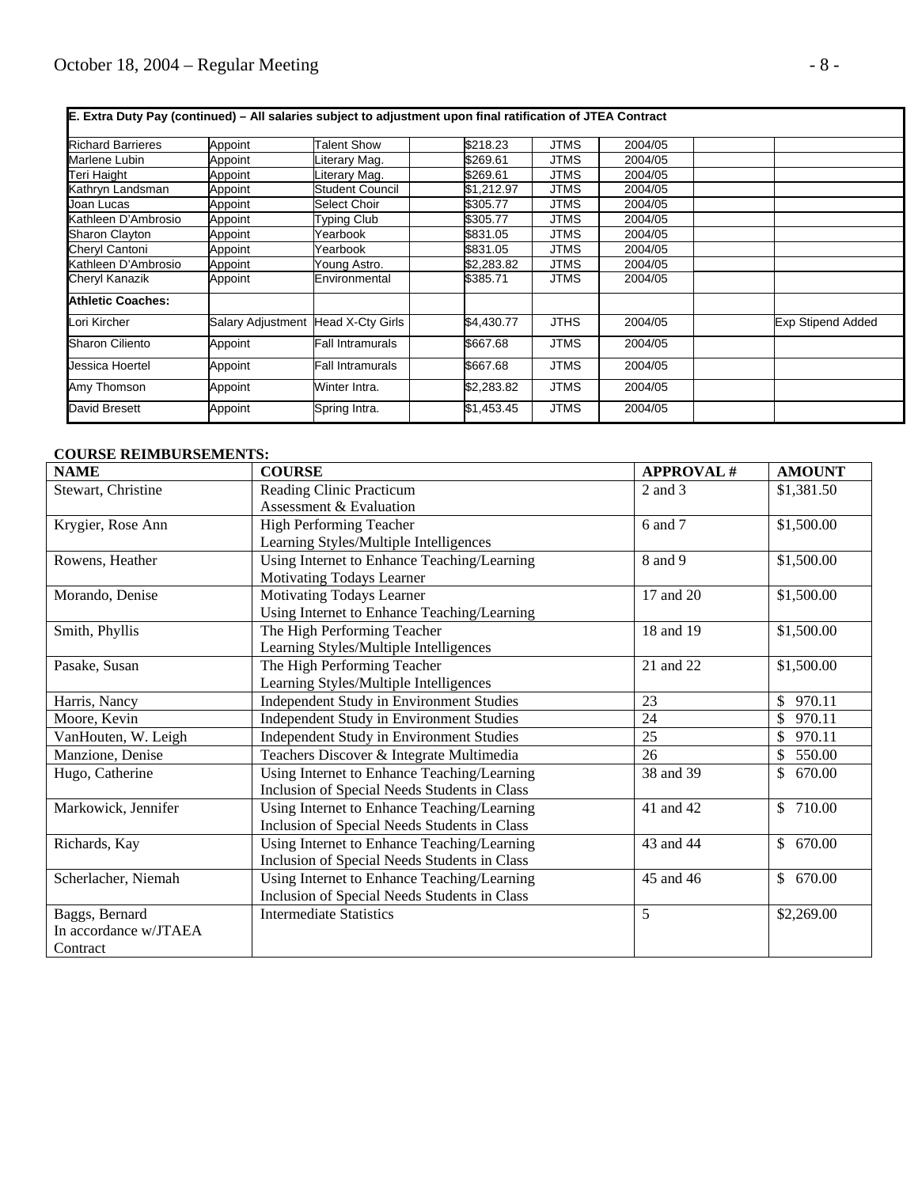| E. Extra Duty Pay (continued) – All salaries subject to adjustment upon final ratification of JTEA Contract | | | | | | | | |
|---|---|---|---|---|---|---|---|---|
| Richard Barrieres | Appoint | Talent Show | | $218.23 | JTMS | 2004/05 | | |
| Marlene Lubin | Appoint | Literary Mag. | | $269.61 | JTMS | 2004/05 | | |
| Teri Haight | Appoint | Literary Mag. | | $269.61 | JTMS | 2004/05 | | |
| Kathryn Landsman | Appoint | Student Council | | $1,212.97 | JTMS | 2004/05 | | |
| Joan Lucas | Appoint | Select Choir | | $305.77 | JTMS | 2004/05 | | |
| Kathleen D'Ambrosio | Appoint | Typing Club | | $305.77 | JTMS | 2004/05 | | |
| Sharon Clayton | Appoint | Yearbook | | $831.05 | JTMS | 2004/05 | | |
| Cheryl Cantoni | Appoint | Yearbook | | $831.05 | JTMS | 2004/05 | | |
| Kathleen D'Ambrosio | Appoint | Young Astro. | | $2,283.82 | JTMS | 2004/05 | | |
| Cheryl Kanazik | Appoint | Environmental | | $385.71 | JTMS | 2004/05 | | |
| **Athletic Coaches:** | | | | | | | | |
| Lori Kircher | Salary Adjustment | Head X-Cty Girls | | $4,430.77 | JTHS | 2004/05 | | Exp Stipend Added |
| Sharon Ciliento | Appoint | Fall Intramurals | | $667.68 | JTMS | 2004/05 | | |
| Jessica Hoertel | Appoint | Fall Intramurals | | $667.68 | JTMS | 2004/05 | | |
| Amy Thomson | Appoint | Winter Intra. | | $2,283.82 | JTMS | 2004/05 | | |
| David Bresett | Appoint | Spring Intra. | | $1,453.45 | JTMS | 2004/05 | | |

**COURSE REIMBURSEMENTS:**

| NAME | COURSE | APPROVAL # | AMOUNT |
|---|---|---|---|
| Stewart, Christine | Reading Clinic Practicum<br>Assessment & Evaluation | 2 and 3 | $1,381.50 |
| Krygier, Rose Ann | High Performing Teacher<br>Learning Styles/Multiple Intelligences | 6 and 7 | $1,500.00 |
| Rowens, Heather | Using Internet to Enhance Teaching/Learning<br>Motivating Todays Learner | 8 and 9 | $1,500.00 |
| Morando, Denise | Motivating Todays Learner<br>Using Internet to Enhance Teaching/Learning | 17 and 20 | $1,500.00 |
| Smith, Phyllis | The High Performing Teacher<br>Learning Styles/Multiple Intelligences | 18 and 19 | $1,500.00 |
| Pasake, Susan | The High Performing Teacher<br>Learning Styles/Multiple Intelligences | 21 and 22 | $1,500.00 |
| Harris, Nancy | Independent Study in Environment Studies | 23 | $ 970.11 |
| Moore, Kevin | Independent Study in Environment Studies | 24 | $ 970.11 |
| VanHouten, W. Leigh | Independent Study in Environment Studies | 25 | $ 970.11 |
| Manzione, Denise | Teachers Discover & Integrate Multimedia | 26 | $ 550.00 |
| Hugo, Catherine | Using Internet to Enhance Teaching/Learning<br>Inclusion of Special Needs Students in Class | 38 and 39 | $ 670.00 |
| Markowick, Jennifer | Using Internet to Enhance Teaching/Learning<br>Inclusion of Special Needs Students in Class | 41 and 42 | $ 710.00 |
| Richards, Kay | Using Internet to Enhance Teaching/Learning<br>Inclusion of Special Needs Students in Class | 43 and 44 | $ 670.00 |
| Scherlacher, Niemah | Using Internet to Enhance Teaching/Learning<br>Inclusion of Special Needs Students in Class | 45 and 46 | $ 670.00 |
| Baggs, Bernard<br>In accordance w/JTAEA Contract | Intermediate Statistics | 5 | $2,269.00 |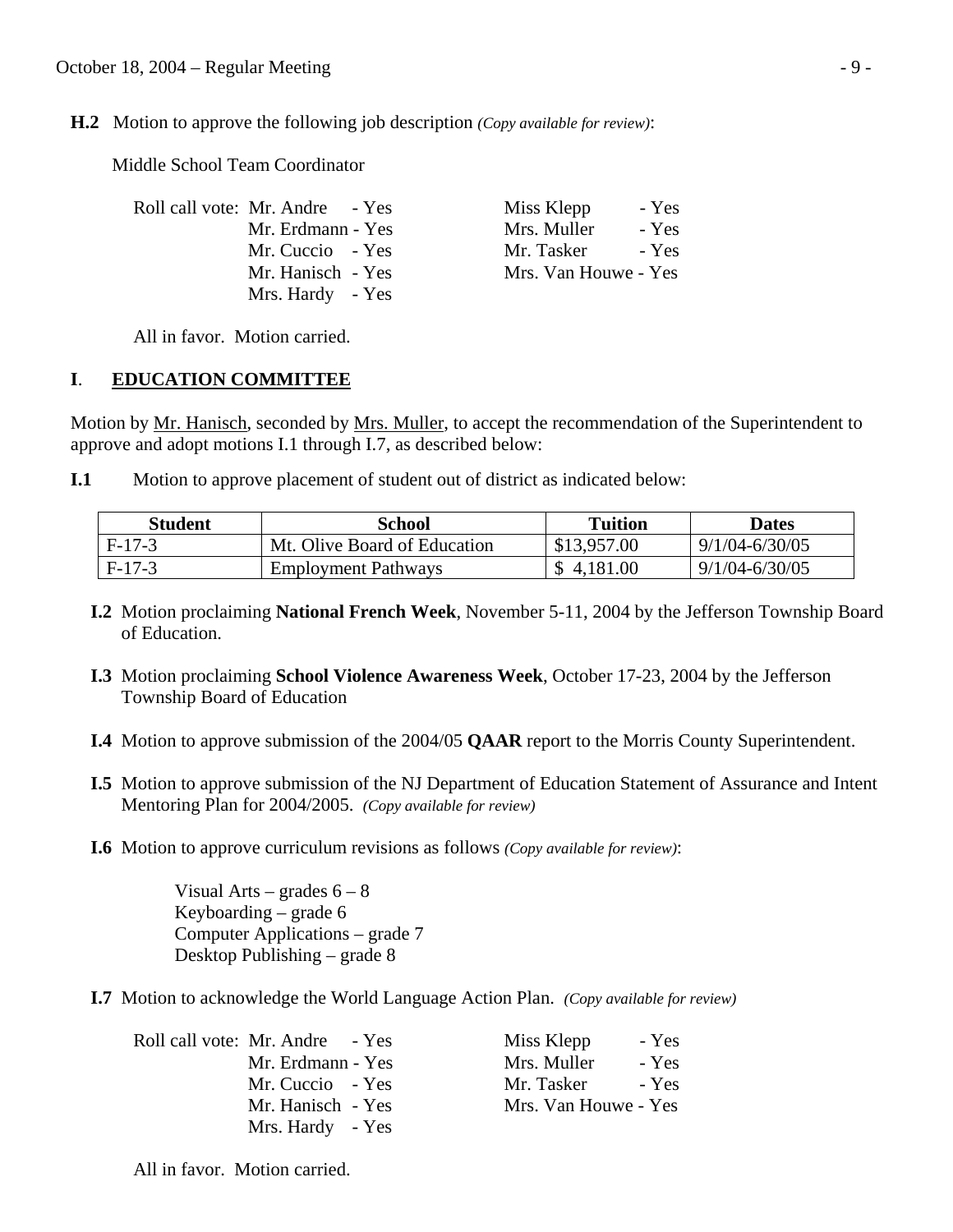**H.2** Motion to approve the following job description *(Copy available for review)*:

Middle School Team Coordinator

Roll call vote: Mr. Andre - Yes
Mr. Erdmann - Yes
Mr. Cuccio - Yes
Mr. Hanisch - Yes
Mrs. Hardy - Yes
Miss Klepp - Yes
Mrs. Muller - Yes
Mr. Tasker - Yes
Mrs. Van Houwe - Yes

All in favor. Motion carried.

## I. EDUCATION COMMITTEE

Motion by Mr. Hanisch, seconded by Mrs. Muller, to accept the recommendation of the Superintendent to approve and adopt motions I.1 through I.7, as described below:

**I.1** Motion to approve placement of student out of district as indicated below:

| Student | School | Tuition | Dates |
|---|---|---|---|
| F-17-3 | Mt. Olive Board of Education | $13,957.00 | 9/1/04-6/30/05 |
| F-17-3 | Employment Pathways | $ 4,181.00 | 9/1/04-6/30/05 |

**I.2** Motion proclaiming **National French Week**, November 5-11, 2004 by the Jefferson Township Board of Education.

**I.3** Motion proclaiming **School Violence Awareness Week**, October 17-23, 2004 by the Jefferson Township Board of Education

**I.4** Motion to approve submission of the 2004/05 **QAAR** report to the Morris County Superintendent.

**I.5** Motion to approve submission of the NJ Department of Education Statement of Assurance and Intent Mentoring Plan for 2004/2005. *(Copy available for review)*

**I.6** Motion to approve curriculum revisions as follows *(Copy available for review)*:

Visual Arts – grades 6 – 8
Keyboarding – grade 6
Computer Applications – grade 7
Desktop Publishing – grade 8

**I.7** Motion to acknowledge the World Language Action Plan. *(Copy available for review)*

Roll call vote: Mr. Andre - Yes
Mr. Erdmann - Yes
Mr. Cuccio - Yes
Mr. Hanisch - Yes
Mrs. Hardy - Yes
Miss Klepp - Yes
Mrs. Muller - Yes
Mr. Tasker - Yes
Mrs. Van Houwe - Yes

All in favor. Motion carried.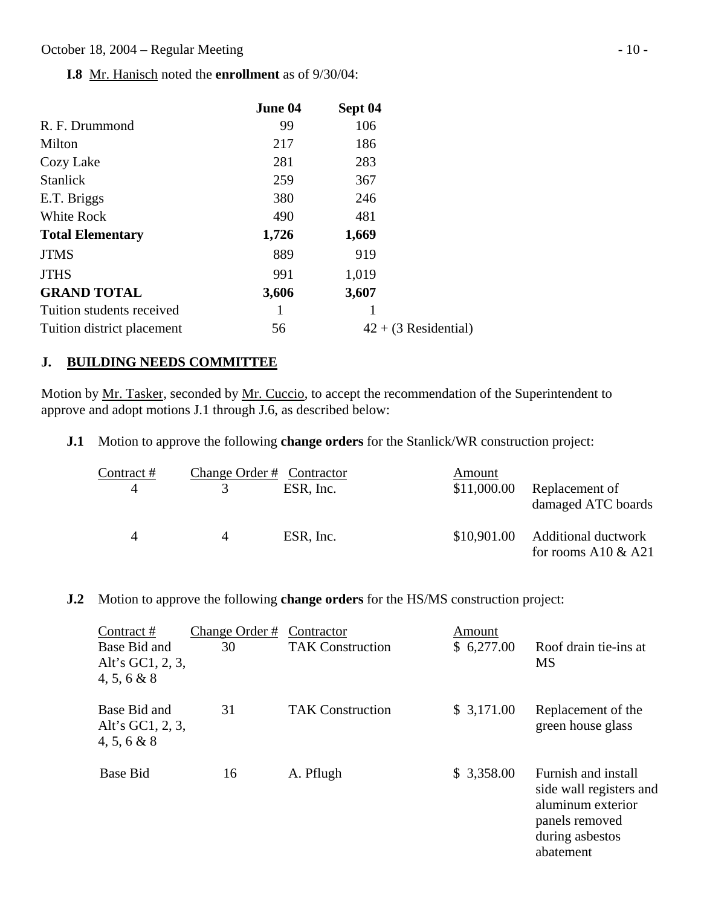**I.8** Mr. Hanisch noted the **enrollment** as of 9/30/04:

| | **June 04** | **Sept 04** |
|---|---|---|
| R. F. Drummond | 99 | 106 |
| Milton | 217 | 186 |
| Cozy Lake | 281 | 283 |
| Stanlick | 259 | 367 |
| E.T. Briggs | 380 | 246 |
| White Rock | 490 | 481 |
| **Total Elementary** | **1,726** | **1,669** |
| JTMS | 889 | 919 |
| JTHS | 991 | 1,019 |
| **GRAND TOTAL** | **3,606** | **3,607** |
| Tuition students received | 1 | 1 |
| Tuition district placement | 56 | 42 + (3 Residential) |

## J. BUILDING NEEDS COMMITTEE

Motion by Mr. Tasker, seconded by Mr. Cuccio, to accept the recommendation of the Superintendent to approve and adopt motions J.1 through J.6, as described below:

**J.1** Motion to approve the following **change orders** for the Stanlick/WR construction project:

| Contract # | Change Order # | Contractor | Amount | |
|---|---|---|---|---|
| 4 | 3 | ESR, Inc. | $11,000.00 | Replacement of damaged ATC boards |
| 4 | 4 | ESR, Inc. | $10,901.00 | Additional ductwork for rooms A10 & A21 |

**J.2** Motion to approve the following **change orders** for the HS/MS construction project:

| Contract # | Change Order # | Contractor | Amount | |
|---|---|---|---|---|
| Base Bid and Alt's GC1, 2, 3, 4, 5, 6 & 8 | 30 | TAK Construction | $ 6,277.00 | Roof drain tie-ins at MS |
| Base Bid and Alt's GC1, 2, 3, 4, 5, 6 & 8 | 31 | TAK Construction | $ 3,171.00 | Replacement of the green house glass |
| Base Bid | 16 | A. Pflugh | $ 3,358.00 | Furnish and install side wall registers and aluminum exterior panels removed during asbestos abatement |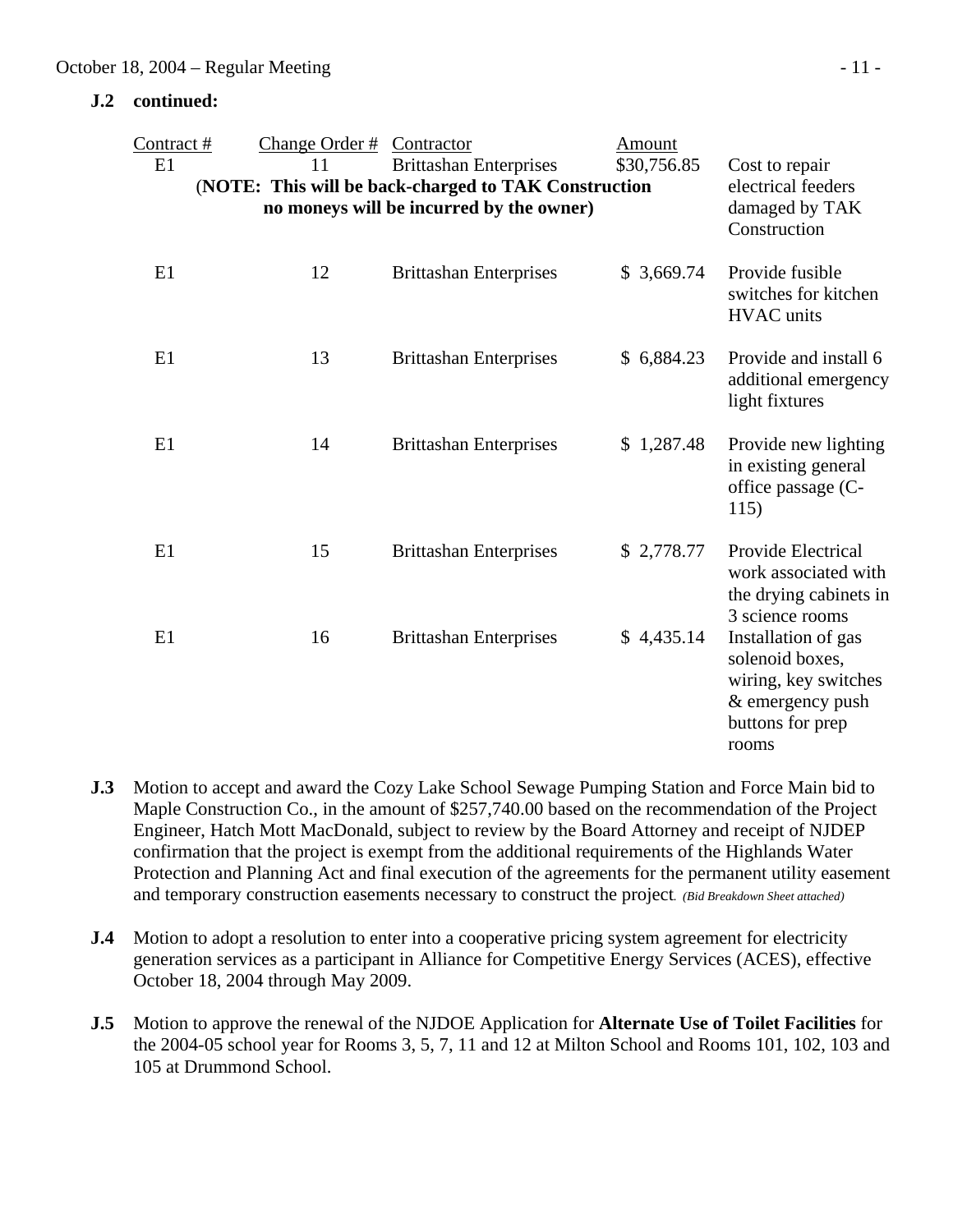**J.2 continued:**

| Contract # | Change Order # | Contractor | Amount | |
|---|---|---|---|---|
| E1 | 11 | Brittashan Enterprises | $30,756.85 | Cost to repair electrical feeders damaged by TAK Construction |
| | **(NOTE: This will be back-charged to TAK Construction no moneys will be incurred by the owner)** | | | |
| E1 | 12 | Brittashan Enterprises | $ 3,669.74 | Provide fusible switches for kitchen HVAC units |
| E1 | 13 | Brittashan Enterprises | $ 6,884.23 | Provide and install 6 additional emergency light fixtures |
| E1 | 14 | Brittashan Enterprises | $ 1,287.48 | Provide new lighting in existing general office passage (C-115) |
| E1 | 15 | Brittashan Enterprises | $ 2,778.77 | Provide Electrical work associated with the drying cabinets in 3 science rooms |
| E1 | 16 | Brittashan Enterprises | $ 4,435.14 | Installation of gas solenoid boxes, wiring, key switches & emergency push buttons for prep rooms |

**J.3** Motion to accept and award the Cozy Lake School Sewage Pumping Station and Force Main bid to Maple Construction Co., in the amount of $257,740.00 based on the recommendation of the Project Engineer, Hatch Mott MacDonald, subject to review by the Board Attorney and receipt of NJDEP confirmation that the project is exempt from the additional requirements of the Highlands Water Protection and Planning Act and final execution of the agreements for the permanent utility easement and temporary construction easements necessary to construct the project. *(Bid Breakdown Sheet attached)*

**J.4** Motion to adopt a resolution to enter into a cooperative pricing system agreement for electricity generation services as a participant in Alliance for Competitive Energy Services (ACES), effective October 18, 2004 through May 2009.

**J.5** Motion to approve the renewal of the NJDOE Application for **Alternate Use of Toilet Facilities** for the 2004-05 school year for Rooms 3, 5, 7, 11 and 12 at Milton School and Rooms 101, 102, 103 and 105 at Drummond School.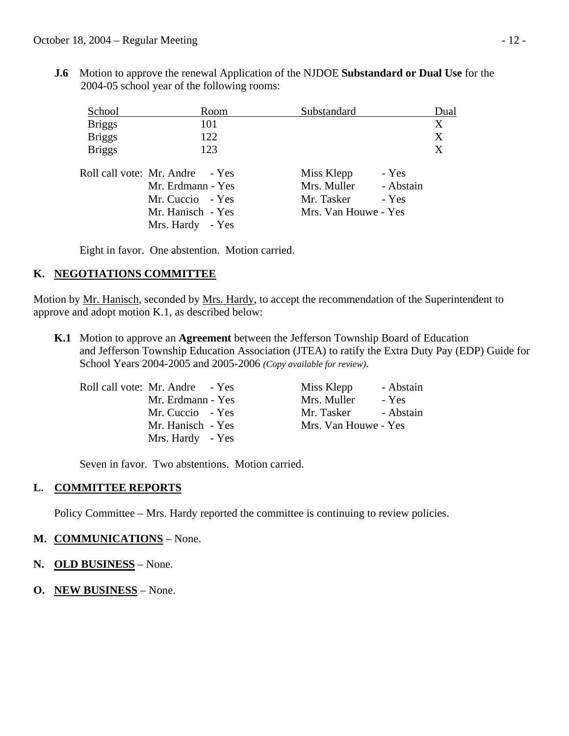**J.6** Motion to approve the renewal Application of the NJDOE **Substandard or Dual Use** for the 2004-05 school year of the following rooms:

| School | Room | Substandard | Dual |
|---|---|---|---|
| Briggs | 101 | | X |
| Briggs | 122 | | X |
| Briggs | 123 | | X |

Roll call vote: Mr. Andre - Yes
Mr. Erdmann - Yes
Mr. Cuccio - Yes
Mr. Hanisch - Yes
Mrs. Hardy - Yes
Miss Klepp - Yes
Mrs. Muller - Abstain
Mr. Tasker - Yes
Mrs. Van Houwe - Yes

Eight in favor. One abstention. Motion carried.

## K. NEGOTIATIONS COMMITTEE

Motion by Mr. Hanisch, seconded by Mrs. Hardy, to accept the recommendation of the Superintendent to approve and adopt motion K.1, as described below:

**K.1** Motion to approve an **Agreement** between the Jefferson Township Board of Education and Jefferson Township Education Association (JTEA) to ratify the Extra Duty Pay (EDP) Guide for School Years 2004-2005 and 2005-2006 *(Copy available for review)*.

Roll call vote: Mr. Andre - Yes
Mr. Erdmann - Yes
Mr. Cuccio - Yes
Mr. Hanisch - Yes
Mrs. Hardy - Yes
Miss Klepp - Abstain
Mrs. Muller - Yes
Mr. Tasker - Abstain
Mrs. Van Houwe - Yes

Seven in favor. Two abstentions. Motion carried.

## L. COMMITTEE REPORTS

Policy Committee – Mrs. Hardy reported the committee is continuing to review policies.

## M. COMMUNICATIONS – None.

## N. OLD BUSINESS – None.

## O. NEW BUSINESS – None.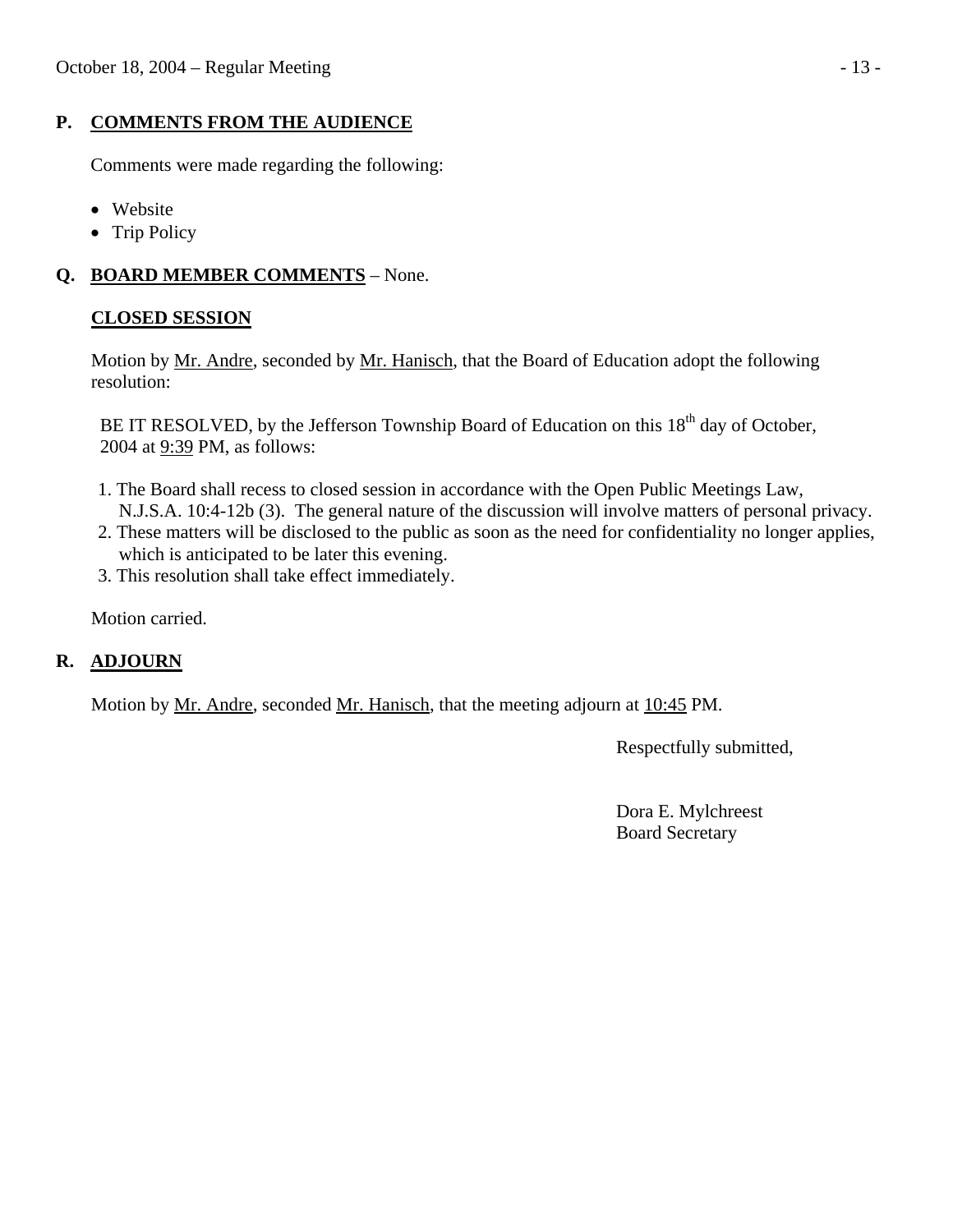**P. COMMENTS FROM THE AUDIENCE**

Comments were made regarding the following:

- Website
- Trip Policy

**Q. BOARD MEMBER COMMENTS** – None.

**CLOSED SESSION**

Motion by Mr. Andre, seconded by Mr. Hanisch, that the Board of Education adopt the following resolution:

BE IT RESOLVED, by the Jefferson Township Board of Education on this 18th day of October, 2004 at 9:39 PM, as follows:

1. The Board shall recess to closed session in accordance with the Open Public Meetings Law, N.J.S.A. 10:4-12b (3). The general nature of the discussion will involve matters of personal privacy.
2. These matters will be disclosed to the public as soon as the need for confidentiality no longer applies, which is anticipated to be later this evening.
3. This resolution shall take effect immediately.

Motion carried.

**R. ADJOURN**

Motion by Mr. Andre, seconded Mr. Hanisch, that the meeting adjourn at 10:45 PM.

Respectfully submitted,

Dora E. Mylchreest
Board Secretary